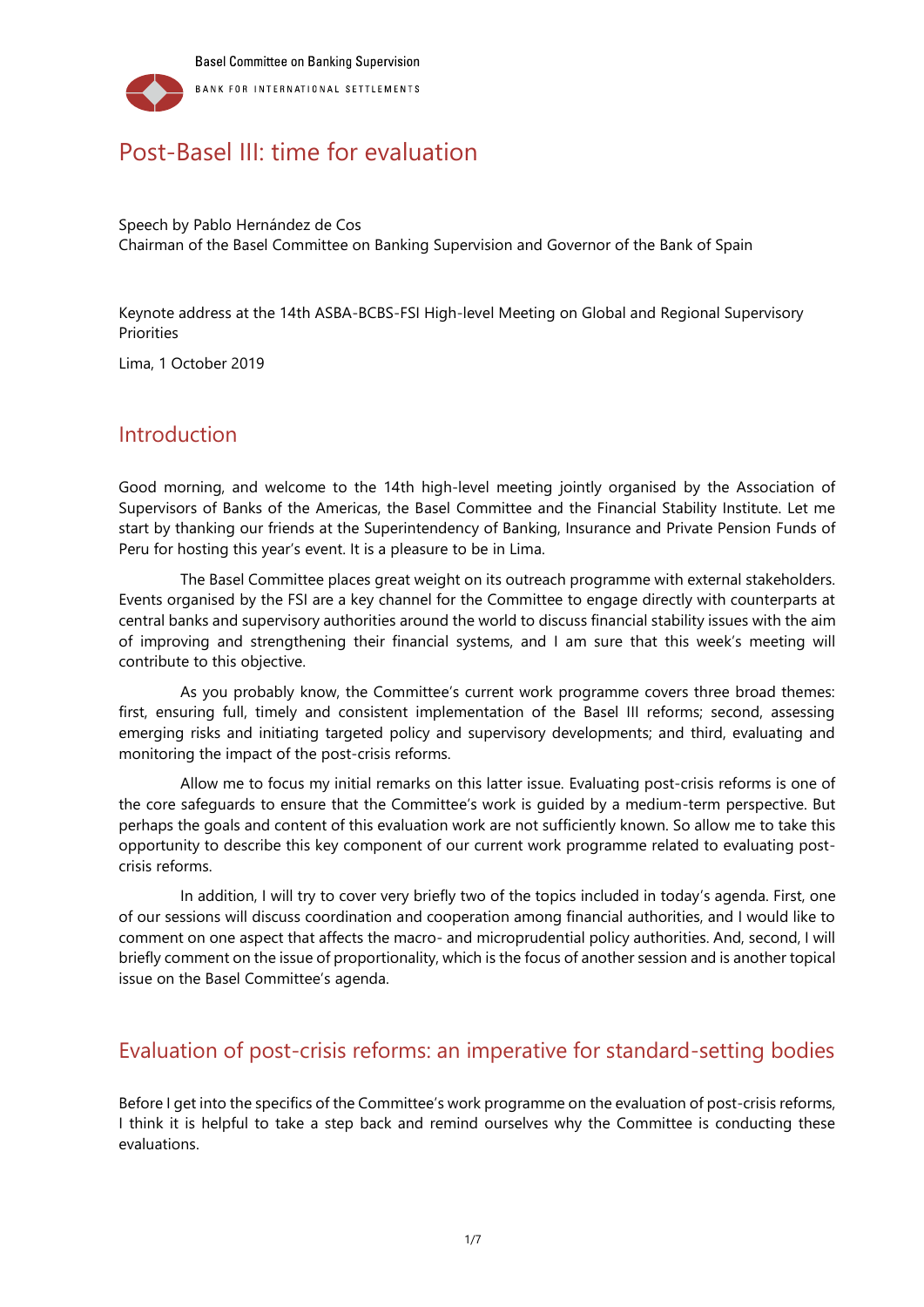Basel Committee on Banking Supervision

BANK FOR INTERNATIONAL SETTLEMENTS

# Post-Basel III: time for evaluation

Speech by Pablo Hernández de Cos
Chairman of the Basel Committee on Banking Supervision and Governor of the Bank of Spain

Keynote address at the 14th ASBA-BCBS-FSI High-level Meeting on Global and Regional Supervisory Priorities

Lima, 1 October 2019

## Introduction

Good morning, and welcome to the 14th high-level meeting jointly organised by the Association of Supervisors of Banks of the Americas, the Basel Committee and the Financial Stability Institute. Let me start by thanking our friends at the Superintendency of Banking, Insurance and Private Pension Funds of Peru for hosting this year's event. It is a pleasure to be in Lima.

The Basel Committee places great weight on its outreach programme with external stakeholders. Events organised by the FSI are a key channel for the Committee to engage directly with counterparts at central banks and supervisory authorities around the world to discuss financial stability issues with the aim of improving and strengthening their financial systems, and I am sure that this week's meeting will contribute to this objective.

As you probably know, the Committee's current work programme covers three broad themes: first, ensuring full, timely and consistent implementation of the Basel III reforms; second, assessing emerging risks and initiating targeted policy and supervisory developments; and third, evaluating and monitoring the impact of the post-crisis reforms.

Allow me to focus my initial remarks on this latter issue. Evaluating post-crisis reforms is one of the core safeguards to ensure that the Committee's work is guided by a medium-term perspective. But perhaps the goals and content of this evaluation work are not sufficiently known. So allow me to take this opportunity to describe this key component of our current work programme related to evaluating post-crisis reforms.

In addition, I will try to cover very briefly two of the topics included in today's agenda. First, one of our sessions will discuss coordination and cooperation among financial authorities, and I would like to comment on one aspect that affects the macro- and microprudential policy authorities. And, second, I will briefly comment on the issue of proportionality, which is the focus of another session and is another topical issue on the Basel Committee's agenda.

## Evaluation of post-crisis reforms: an imperative for standard-setting bodies

Before I get into the specifics of the Committee's work programme on the evaluation of post-crisis reforms, I think it is helpful to take a step back and remind ourselves why the Committee is conducting these evaluations.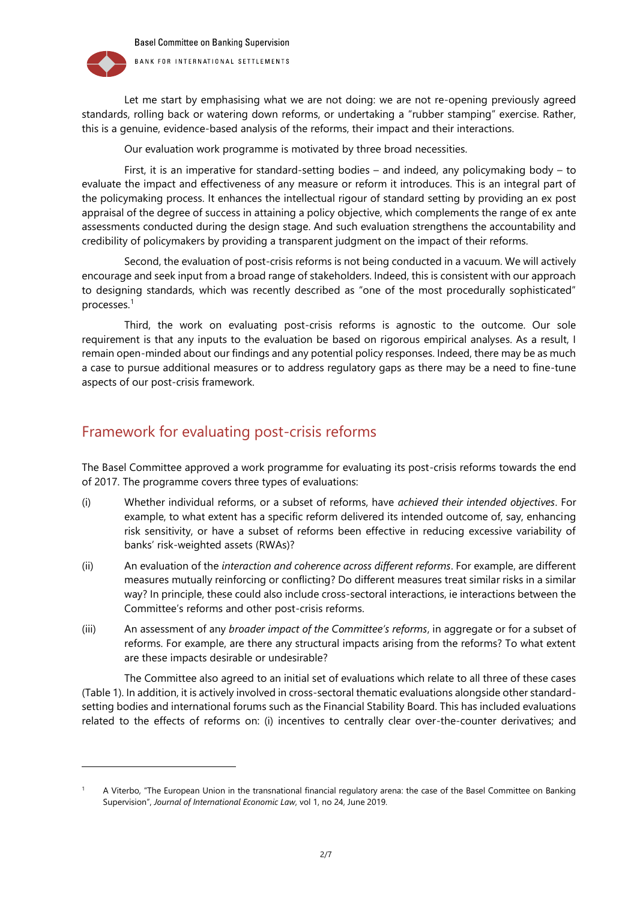Let me start by emphasising what we are not doing: we are not re-opening previously agreed standards, rolling back or watering down reforms, or undertaking a "rubber stamping" exercise. Rather, this is a genuine, evidence-based analysis of the reforms, their impact and their interactions.

Our evaluation work programme is motivated by three broad necessities.

First, it is an imperative for standard-setting bodies – and indeed, any policymaking body – to evaluate the impact and effectiveness of any measure or reform it introduces. This is an integral part of the policymaking process. It enhances the intellectual rigour of standard setting by providing an ex post appraisal of the degree of success in attaining a policy objective, which complements the range of ex ante assessments conducted during the design stage. And such evaluation strengthens the accountability and credibility of policymakers by providing a transparent judgment on the impact of their reforms.

Second, the evaluation of post-crisis reforms is not being conducted in a vacuum. We will actively encourage and seek input from a broad range of stakeholders. Indeed, this is consistent with our approach to designing standards, which was recently described as "one of the most procedurally sophisticated" processes.[1]

Third, the work on evaluating post-crisis reforms is agnostic to the outcome. Our sole requirement is that any inputs to the evaluation be based on rigorous empirical analyses. As a result, I remain open-minded about our findings and any potential policy responses. Indeed, there may be as much a case to pursue additional measures or to address regulatory gaps as there may be a need to fine-tune aspects of our post-crisis framework.

## Framework for evaluating post-crisis reforms

The Basel Committee approved a work programme for evaluating its post-crisis reforms towards the end of 2017. The programme covers three types of evaluations:

(i) Whether individual reforms, or a subset of reforms, have *achieved their intended objectives*. For example, to what extent has a specific reform delivered its intended outcome of, say, enhancing risk sensitivity, or have a subset of reforms been effective in reducing excessive variability of banks' risk-weighted assets (RWAs)?

(ii) An evaluation of the *interaction and coherence across different reforms*. For example, are different measures mutually reinforcing or conflicting? Do different measures treat similar risks in a similar way? In principle, these could also include cross-sectoral interactions, ie interactions between the Committee's reforms and other post-crisis reforms.

(iii) An assessment of any *broader impact of the Committee's reforms*, in aggregate or for a subset of reforms. For example, are there any structural impacts arising from the reforms? To what extent are these impacts desirable or undesirable?

The Committee also agreed to an initial set of evaluations which relate to all three of these cases (Table 1). In addition, it is actively involved in cross-sectoral thematic evaluations alongside other standard-setting bodies and international forums such as the Financial Stability Board. This has included evaluations related to the effects of reforms on: (i) incentives to centrally clear over-the-counter derivatives; and

[1] A Viterbo, "The European Union in the transnational financial regulatory arena: the case of the Basel Committee on Banking Supervision", *Journal of International Economic Law*, vol 1, no 24, June 2019.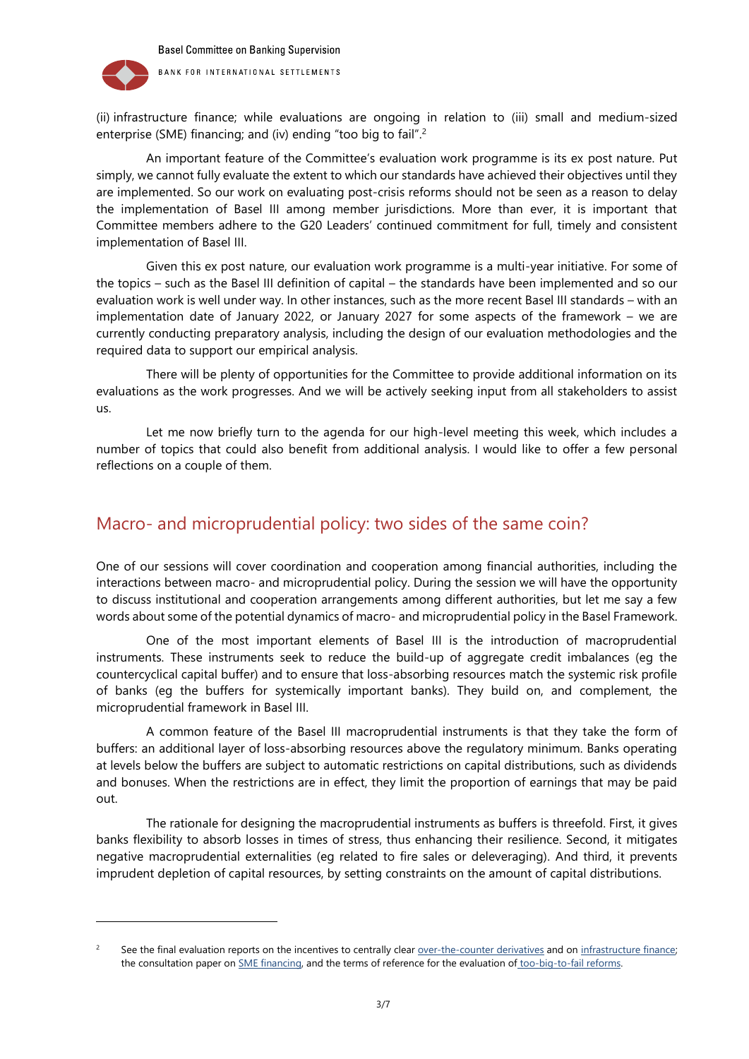(ii) infrastructure finance; while evaluations are ongoing in relation to (iii) small and medium-sized enterprise (SME) financing; and (iv) ending "too big to fail".[2]

An important feature of the Committee's evaluation work programme is its ex post nature. Put simply, we cannot fully evaluate the extent to which our standards have achieved their objectives until they are implemented. So our work on evaluating post-crisis reforms should not be seen as a reason to delay the implementation of Basel III among member jurisdictions. More than ever, it is important that Committee members adhere to the G20 Leaders' continued commitment for full, timely and consistent implementation of Basel III.

Given this ex post nature, our evaluation work programme is a multi-year initiative. For some of the topics – such as the Basel III definition of capital – the standards have been implemented and so our evaluation work is well under way. In other instances, such as the more recent Basel III standards – with an implementation date of January 2022, or January 2027 for some aspects of the framework – we are currently conducting preparatory analysis, including the design of our evaluation methodologies and the required data to support our empirical analysis.

There will be plenty of opportunities for the Committee to provide additional information on its evaluations as the work progresses. And we will be actively seeking input from all stakeholders to assist us.

Let me now briefly turn to the agenda for our high-level meeting this week, which includes a number of topics that could also benefit from additional analysis. I would like to offer a few personal reflections on a couple of them.

## Macro- and microprudential policy: two sides of the same coin?

One of our sessions will cover coordination and cooperation among financial authorities, including the interactions between macro- and microprudential policy. During the session we will have the opportunity to discuss institutional and cooperation arrangements among different authorities, but let me say a few words about some of the potential dynamics of macro- and microprudential policy in the Basel Framework.

One of the most important elements of Basel III is the introduction of macroprudential instruments. These instruments seek to reduce the build-up of aggregate credit imbalances (eg the countercyclical capital buffer) and to ensure that loss-absorbing resources match the systemic risk profile of banks (eg the buffers for systemically important banks). They build on, and complement, the microprudential framework in Basel III.

A common feature of the Basel III macroprudential instruments is that they take the form of buffers: an additional layer of loss-absorbing resources above the regulatory minimum. Banks operating at levels below the buffers are subject to automatic restrictions on capital distributions, such as dividends and bonuses. When the restrictions are in effect, they limit the proportion of earnings that may be paid out.

The rationale for designing the macroprudential instruments as buffers is threefold. First, it gives banks flexibility to absorb losses in times of stress, thus enhancing their resilience. Second, it mitigates negative macroprudential externalities (eg related to fire sales or deleveraging). And third, it prevents imprudent depletion of capital resources, by setting constraints on the amount of capital distributions.

---

[2] See the final evaluation reports on the incentives to centrally clear over-the-counter derivatives and on infrastructure finance; the consultation paper on SME financing, and the terms of reference for the evaluation of too-big-to-fail reforms.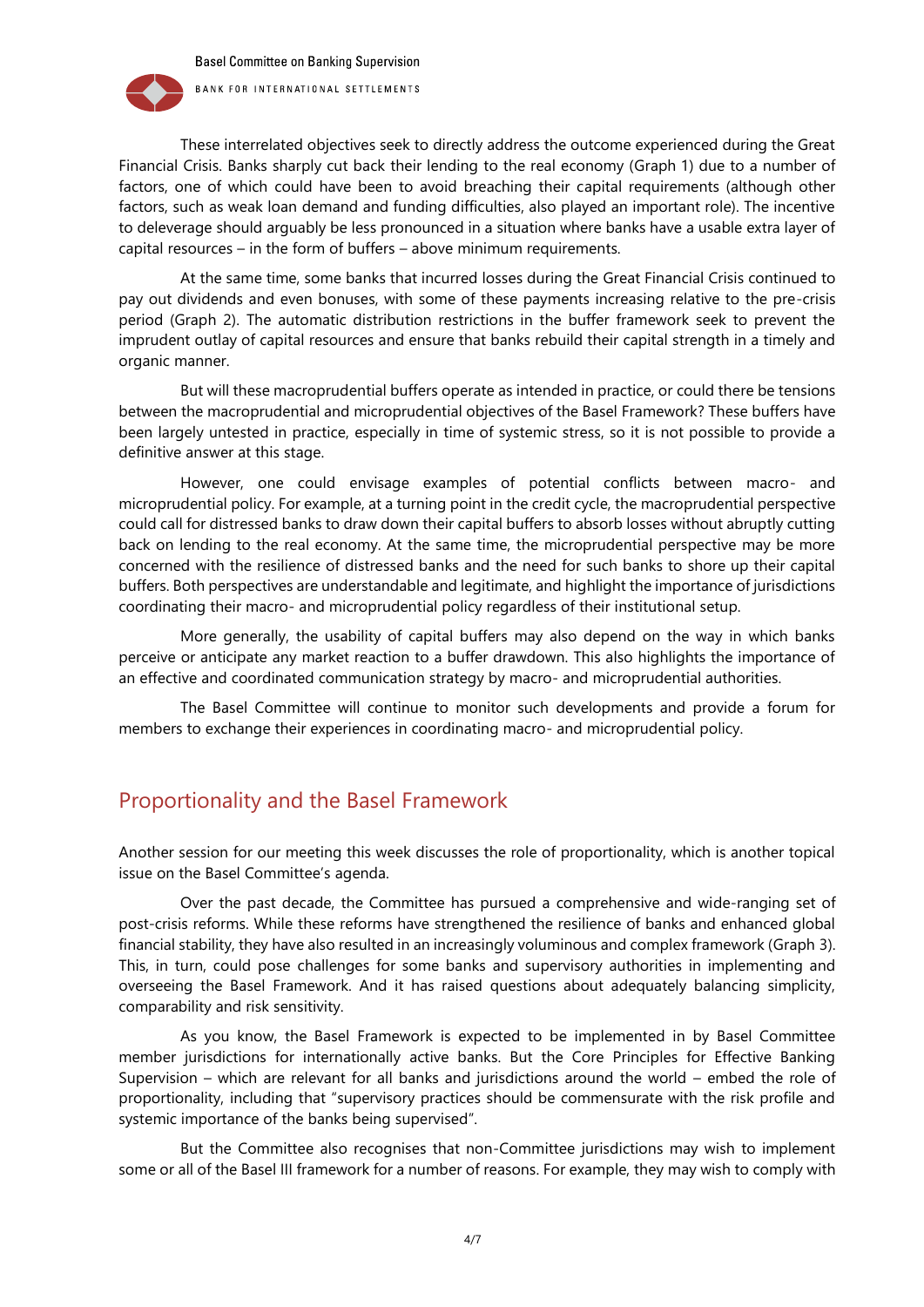These interrelated objectives seek to directly address the outcome experienced during the Great Financial Crisis. Banks sharply cut back their lending to the real economy (Graph 1) due to a number of factors, one of which could have been to avoid breaching their capital requirements (although other factors, such as weak loan demand and funding difficulties, also played an important role). The incentive to deleverage should arguably be less pronounced in a situation where banks have a usable extra layer of capital resources – in the form of buffers – above minimum requirements.

At the same time, some banks that incurred losses during the Great Financial Crisis continued to pay out dividends and even bonuses, with some of these payments increasing relative to the pre-crisis period (Graph 2). The automatic distribution restrictions in the buffer framework seek to prevent the imprudent outlay of capital resources and ensure that banks rebuild their capital strength in a timely and organic manner.

But will these macroprudential buffers operate as intended in practice, or could there be tensions between the macroprudential and microprudential objectives of the Basel Framework? These buffers have been largely untested in practice, especially in time of systemic stress, so it is not possible to provide a definitive answer at this stage.

However, one could envisage examples of potential conflicts between macro- and microprudential policy. For example, at a turning point in the credit cycle, the macroprudential perspective could call for distressed banks to draw down their capital buffers to absorb losses without abruptly cutting back on lending to the real economy. At the same time, the microprudential perspective may be more concerned with the resilience of distressed banks and the need for such banks to shore up their capital buffers. Both perspectives are understandable and legitimate, and highlight the importance of jurisdictions coordinating their macro- and microprudential policy regardless of their institutional setup.

More generally, the usability of capital buffers may also depend on the way in which banks perceive or anticipate any market reaction to a buffer drawdown. This also highlights the importance of an effective and coordinated communication strategy by macro- and microprudential authorities.

The Basel Committee will continue to monitor such developments and provide a forum for members to exchange their experiences in coordinating macro- and microprudential policy.

## Proportionality and the Basel Framework

Another session for our meeting this week discusses the role of proportionality, which is another topical issue on the Basel Committee's agenda.

Over the past decade, the Committee has pursued a comprehensive and wide-ranging set of post-crisis reforms. While these reforms have strengthened the resilience of banks and enhanced global financial stability, they have also resulted in an increasingly voluminous and complex framework (Graph 3). This, in turn, could pose challenges for some banks and supervisory authorities in implementing and overseeing the Basel Framework. And it has raised questions about adequately balancing simplicity, comparability and risk sensitivity.

As you know, the Basel Framework is expected to be implemented in by Basel Committee member jurisdictions for internationally active banks. But the Core Principles for Effective Banking Supervision – which are relevant for all banks and jurisdictions around the world – embed the role of proportionality, including that "supervisory practices should be commensurate with the risk profile and systemic importance of the banks being supervised".

But the Committee also recognises that non-Committee jurisdictions may wish to implement some or all of the Basel III framework for a number of reasons. For example, they may wish to comply with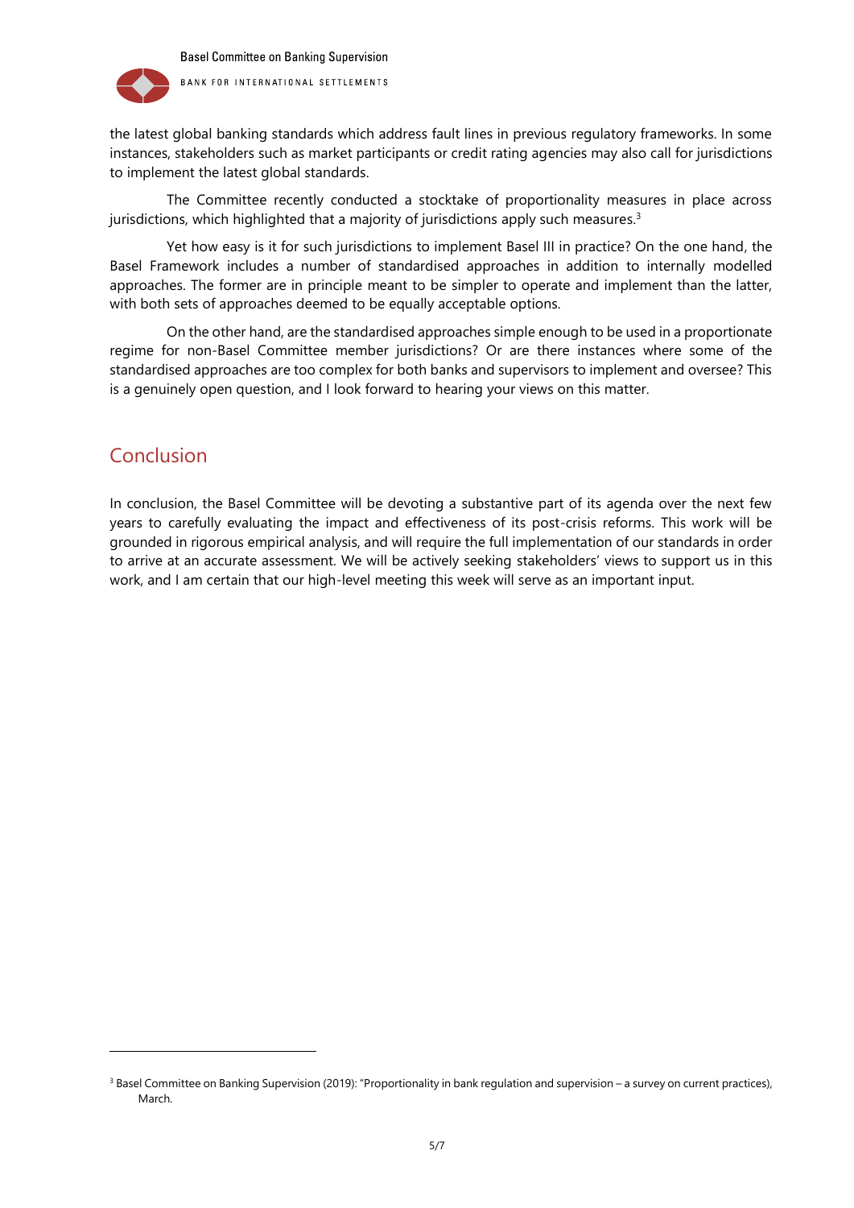the latest global banking standards which address fault lines in previous regulatory frameworks. In some instances, stakeholders such as market participants or credit rating agencies may also call for jurisdictions to implement the latest global standards.

The Committee recently conducted a stocktake of proportionality measures in place across jurisdictions, which highlighted that a majority of jurisdictions apply such measures.[3]

Yet how easy is it for such jurisdictions to implement Basel III in practice? On the one hand, the Basel Framework includes a number of standardised approaches in addition to internally modelled approaches. The former are in principle meant to be simpler to operate and implement than the latter, with both sets of approaches deemed to be equally acceptable options.

On the other hand, are the standardised approaches simple enough to be used in a proportionate regime for non-Basel Committee member jurisdictions? Or are there instances where some of the standardised approaches are too complex for both banks and supervisors to implement and oversee? This is a genuinely open question, and I look forward to hearing your views on this matter.

## Conclusion

In conclusion, the Basel Committee will be devoting a substantive part of its agenda over the next few years to carefully evaluating the impact and effectiveness of its post-crisis reforms. This work will be grounded in rigorous empirical analysis, and will require the full implementation of our standards in order to arrive at an accurate assessment. We will be actively seeking stakeholders' views to support us in this work, and I am certain that our high-level meeting this week will serve as an important input.

---

[3] Basel Committee on Banking Supervision (2019): "Proportionality in bank regulation and supervision – a survey on current practices), March.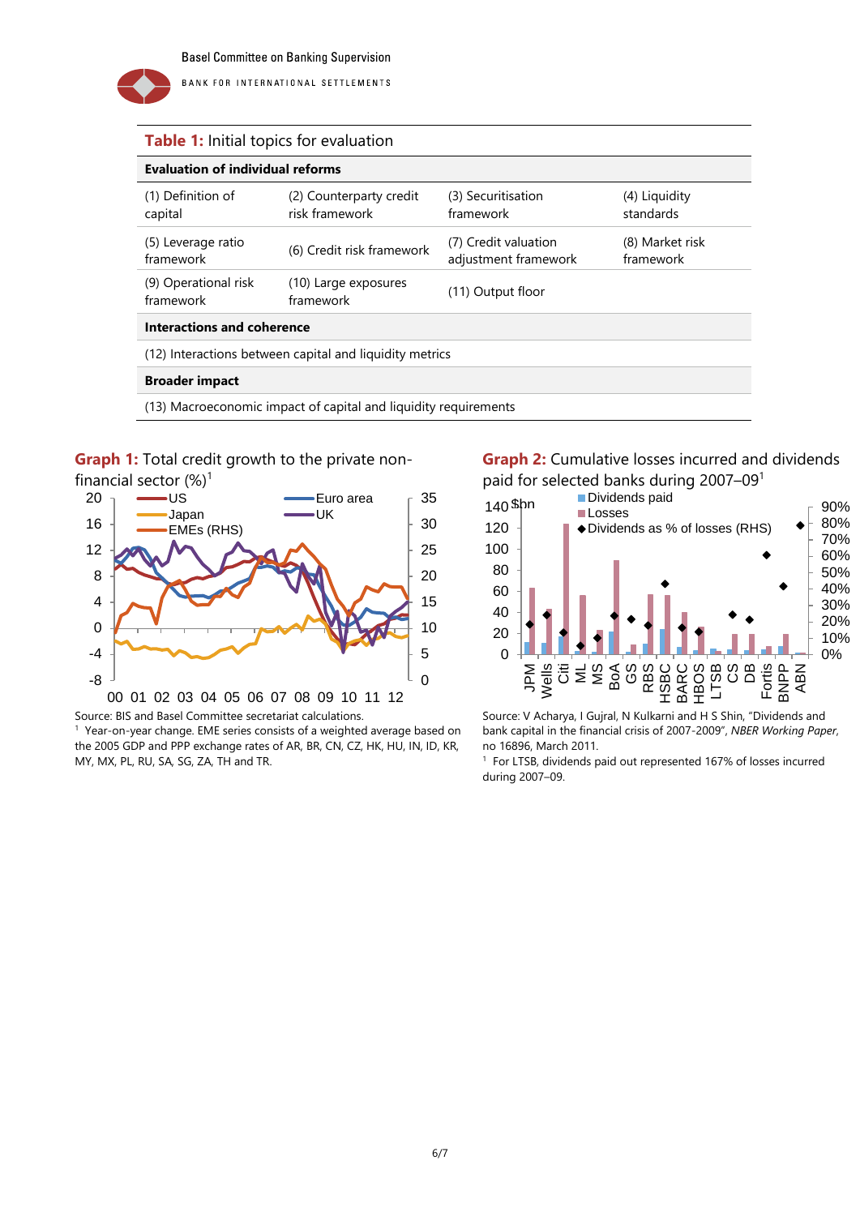**Table 1:** Initial topics for evaluation

| **Evaluation of individual reforms** | | | |
|---|---|---|---|
| (1) Definition of capital | (2) Counterparty credit risk framework | (3) Securitisation framework | (4) Liquidity standards |
| (5) Leverage ratio framework | (6) Credit risk framework | (7) Credit valuation adjustment framework | (8) Market risk framework |
| (9) Operational risk framework | (10) Large exposures framework | (11) Output floor | |
| **Interactions and coherence** | | | |
| (12) Interactions between capital and liquidity metrics | | | |
| **Broader impact** | | | |
| (13) Macroeconomic impact of capital and liquidity requirements | | | |

**Graph 1:** Total credit growth to the private non-financial sector (%)[1]

Source: BIS and Basel Committee secretariat calculations.

[1] Year-on-year change. EME series consists of a weighted average based on the 2005 GDP and PPP exchange rates of AR, BR, CN, CZ, HK, HU, IN, ID, KR, MY, MX, PL, RU, SA, SG, ZA, TH and TR.

**Graph 2:** Cumulative losses incurred and dividends paid for selected banks during 2007–09[1]

Source: V Acharya, I Gujral, N Kulkarni and H S Shin, "Dividends and bank capital in the financial crisis of 2007-2009", *NBER Working Paper*, no 16896, March 2011.

[1] For LTSB, dividends paid out represented 167% of losses incurred during 2007–09.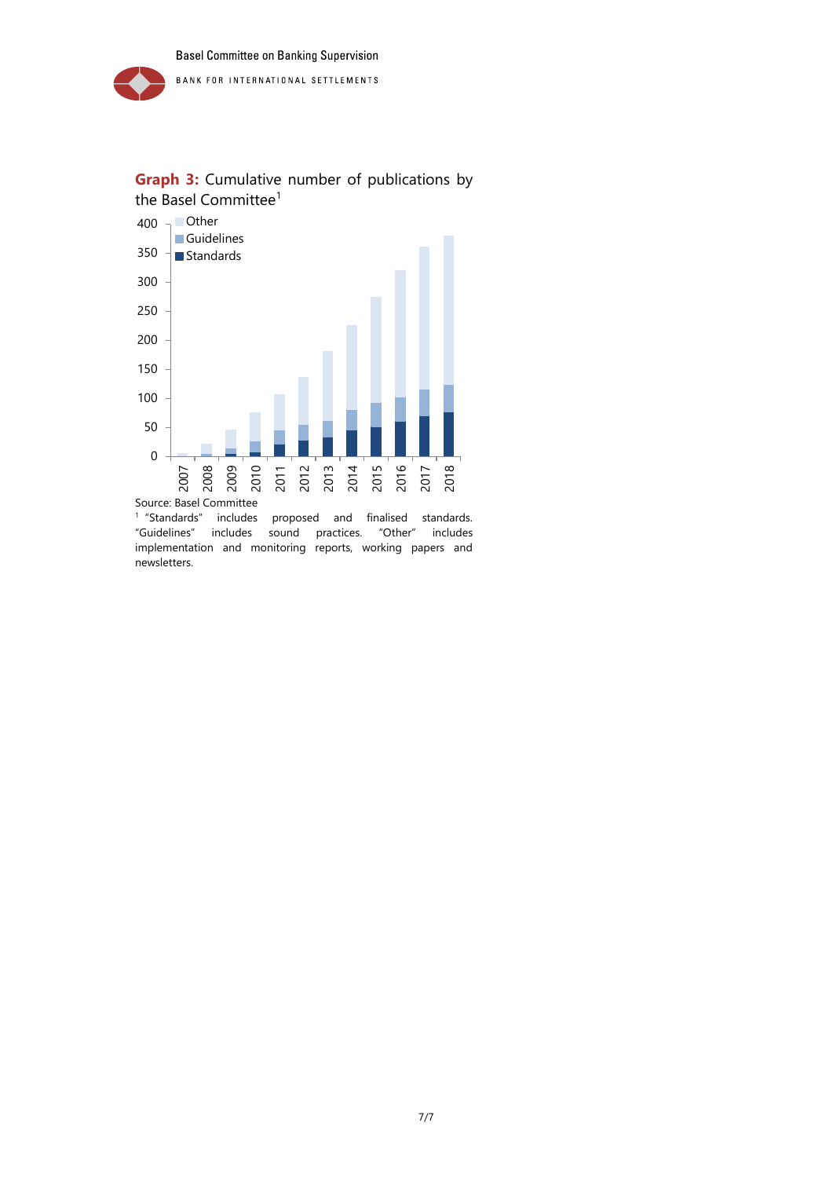**Graph 3:** Cumulative number of publications by the Basel Committee[1]

400
350
300
250
200
150
100
50
0

Other
Guidelines
Standards

2007 2008 2009 2010 2011 2012 2013 2014 2015 2016 2017 2018

Source: Basel Committee

[1] "Standards" includes proposed and finalised standards. "Guidelines" includes sound practices. "Other" includes implementation and monitoring reports, working papers and newsletters.